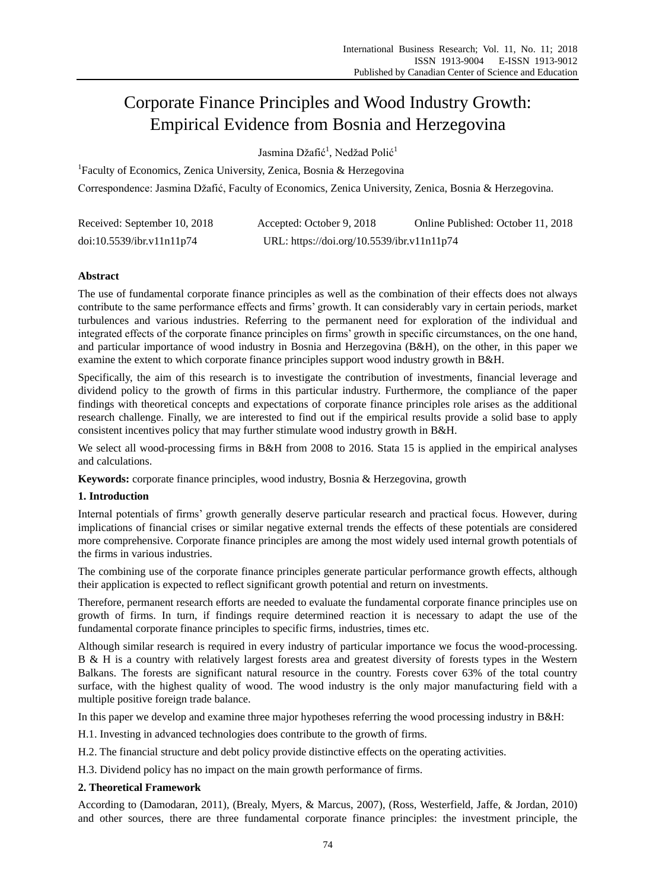# Corporate Finance Principles and Wood Industry Growth: Empirical Evidence from Bosnia and Herzegovina

Jasmina Džafić[1], Nedžad Polić[1]

[1]Faculty of Economics, Zenica University, Zenica, Bosnia & Herzegovina

Correspondence: Jasmina Džafić, Faculty of Economics, Zenica University, Zenica, Bosnia & Herzegovina.

Received: September 10, 2018 Accepted: October 9, 2018 Online Published: October 11, 2018

doi:10.5539/ibr.v11n11p74 URL: https://doi.org/10.5539/ibr.v11n11p74

## Abstract

The use of fundamental corporate finance principles as well as the combination of their effects does not always contribute to the same performance effects and firms' growth. It can considerably vary in certain periods, market turbulences and various industries. Referring to the permanent need for exploration of the individual and integrated effects of the corporate finance principles on firms' growth in specific circumstances, on the one hand, and particular importance of wood industry in Bosnia and Herzegovina (B&H), on the other, in this paper we examine the extent to which corporate finance principles support wood industry growth in B&H.

Specifically, the aim of this research is to investigate the contribution of investments, financial leverage and dividend policy to the growth of firms in this particular industry. Furthermore, the compliance of the paper findings with theoretical concepts and expectations of corporate finance principles role arises as the additional research challenge. Finally, we are interested to find out if the empirical results provide a solid base to apply consistent incentives policy that may further stimulate wood industry growth in B&H.

We select all wood-processing firms in B&H from 2008 to 2016. Stata 15 is applied in the empirical analyses and calculations.

**Keywords:** corporate finance principles, wood industry, Bosnia & Herzegovina, growth

## 1. Introduction

Internal potentials of firms' growth generally deserve particular research and practical focus. However, during implications of financial crises or similar negative external trends the effects of these potentials are considered more comprehensive. Corporate finance principles are among the most widely used internal growth potentials of the firms in various industries.

The combining use of the corporate finance principles generate particular performance growth effects, although their application is expected to reflect significant growth potential and return on investments.

Therefore, permanent research efforts are needed to evaluate the fundamental corporate finance principles use on growth of firms. In turn, if findings require determined reaction it is necessary to adapt the use of the fundamental corporate finance principles to specific firms, industries, times etc.

Although similar research is required in every industry of particular importance we focus the wood-processing. B & H is a country with relatively largest forests area and greatest diversity of forests types in the Western Balkans. The forests are significant natural resource in the country. Forests cover 63% of the total country surface, with the highest quality of wood. The wood industry is the only major manufacturing field with a multiple positive foreign trade balance.

In this paper we develop and examine three major hypotheses referring the wood processing industry in B&H:

H.1. Investing in advanced technologies does contribute to the growth of firms.

H.2. The financial structure and debt policy provide distinctive effects on the operating activities.

H.3. Dividend policy has no impact on the main growth performance of firms.

## 2. Theoretical Framework

According to (Damodaran, 2011), (Brealy, Myers, & Marcus, 2007), (Ross, Westerfield, Jaffe, & Jordan, 2010) and other sources, there are three fundamental corporate finance principles: the investment principle, the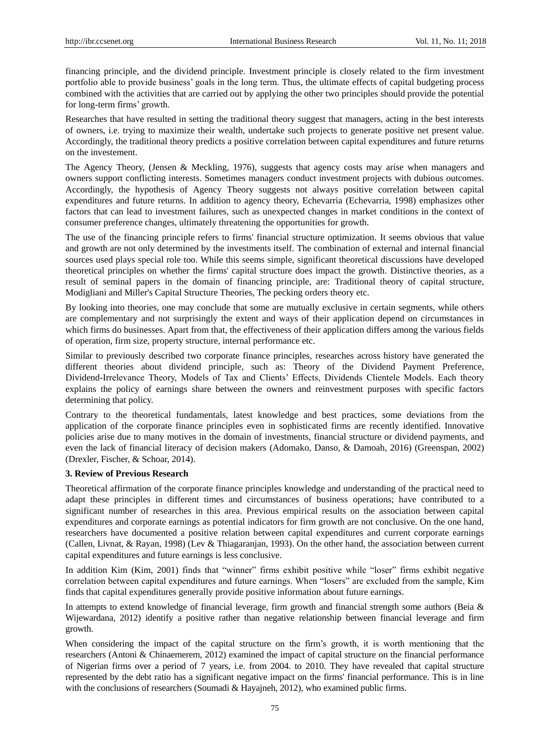financing principle, and the dividend principle. Investment principle is closely related to the firm investment portfolio able to provide business' goals in the long term. Thus, the ultimate effects of capital budgeting process combined with the activities that are carried out by applying the other two principles should provide the potential for long-term firms' growth.

Researches that have resulted in setting the traditional theory suggest that managers, acting in the best interests of owners, i.e. trying to maximize their wealth, undertake such projects to generate positive net present value. Accordingly, the traditional theory predicts a positive correlation between capital expenditures and future returns on the investement.

The Agency Theory, (Jensen & Meckling, 1976), suggests that agency costs may arise when managers and owners support conflicting interests. Sometimes managers conduct investment projects with dubious outcomes. Accordingly, the hypothesis of Agency Theory suggests not always positive correlation between capital expenditures and future returns. In addition to agency theory, Echevarria (Echevarria, 1998) emphasizes other factors that can lead to investment failures, such as unexpected changes in market conditions in the context of consumer preference changes, ultimately threatening the opportunities for growth.

The use of the financing principle refers to firms' financial structure optimization. It seems obvious that value and growth are not only determined by the investments itself. The combination of external and internal financial sources used plays special role too. While this seems simple, significant theoretical discussions have developed theoretical principles on whether the firms' capital structure does impact the growth. Distinctive theories, as a result of seminal papers in the domain of financing principle, are: Traditional theory of capital structure, Modigliani and Miller's Capital Structure Theories, The pecking orders theory etc.

By looking into theories, one may conclude that some are mutually exclusive in certain segments, while others are complementary and not surprisingly the extent and ways of their application depend on circumstances in which firms do businesses. Apart from that, the effectiveness of their application differs among the various fields of operation, firm size, property structure, internal performance etc.

Similar to previously described two corporate finance principles, researches across history have generated the different theories about dividend principle, such as: Theory of the Dividend Payment Preference, Dividend-Irrelevance Theory, Models of Tax and Clients' Effects, Dividends Clientele Models. Each theory explains the policy of earnings share between the owners and reinvestment purposes with specific factors determining that policy.

Contrary to the theoretical fundamentals, latest knowledge and best practices, some deviations from the application of the corporate finance principles even in sophisticated firms are recently identified. Innovative policies arise due to many motives in the domain of investments, financial structure or dividend payments, and even the lack of financial literacy of decision makers (Adomako, Danso, & Damoah, 2016) (Greenspan, 2002) (Drexler, Fischer, & Schoar, 2014).

## 3. Review of Previous Research

Theoretical affirmation of the corporate finance principles knowledge and understanding of the practical need to adapt these principles in different times and circumstances of business operations; have contributed to a significant number of researches in this area. Previous empirical results on the association between capital expenditures and corporate earnings as potential indicators for firm growth are not conclusive. On the one hand, researchers have documented a positive relation between capital expenditures and current corporate earnings (Callen, Livnat, & Rayan, 1998) (Lev & Thiagaranjan, 1993). On the other hand, the association between current capital expenditures and future earnings is less conclusive.

In addition Kim (Kim, 2001) finds that "winner" firms exhibit positive while "loser" firms exhibit negative correlation between capital expenditures and future earnings. When "losers" are excluded from the sample, Kim finds that capital expenditures generally provide positive information about future earnings.

In attempts to extend knowledge of financial leverage, firm growth and financial strength some authors (Beia & Wijewardana, 2012) identify a positive rather than negative relationship between financial leverage and firm growth.

When considering the impact of the capital structure on the firm's growth, it is worth mentioning that the researchers (Antoni & Chinaemerem, 2012) examined the impact of capital structure on the financial performance of Nigerian firms over a period of 7 years, i.e. from 2004. to 2010. They have revealed that capital structure represented by the debt ratio has a significant negative impact on the firms' financial performance. This is in line with the conclusions of researchers (Soumadi & Hayajneh, 2012), who examined public firms.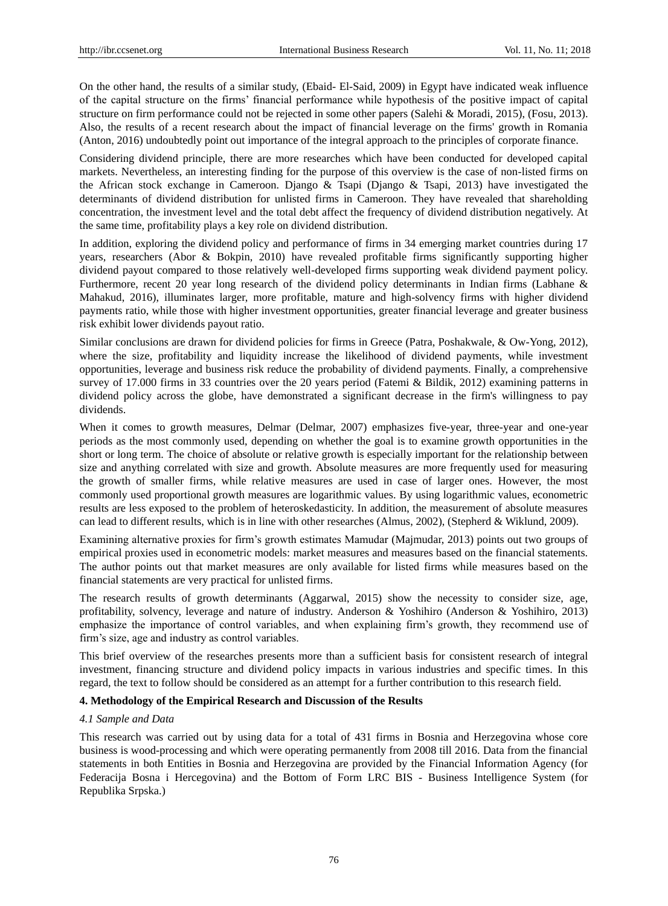On the other hand, the results of a similar study, (Ebaid- El-Said, 2009) in Egypt have indicated weak influence of the capital structure on the firms' financial performance while hypothesis of the positive impact of capital structure on firm performance could not be rejected in some other papers (Salehi & Moradi, 2015), (Fosu, 2013). Also, the results of a recent research about the impact of financial leverage on the firms' growth in Romania (Anton, 2016) undoubtedly point out importance of the integral approach to the principles of corporate finance.

Considering dividend principle, there are more researches which have been conducted for developed capital markets. Nevertheless, an interesting finding for the purpose of this overview is the case of non-listed firms on the African stock exchange in Cameroon. Django & Tsapi (Django & Tsapi, 2013) have investigated the determinants of dividend distribution for unlisted firms in Cameroon. They have revealed that shareholding concentration, the investment level and the total debt affect the frequency of dividend distribution negatively. At the same time, profitability plays a key role on dividend distribution.

In addition, exploring the dividend policy and performance of firms in 34 emerging market countries during 17 years, researchers (Abor & Bokpin, 2010) have revealed profitable firms significantly supporting higher dividend payout compared to those relatively well-developed firms supporting weak dividend payment policy. Furthermore, recent 20 year long research of the dividend policy determinants in Indian firms (Labhane & Mahakud, 2016), illuminates larger, more profitable, mature and high-solvency firms with higher dividend payments ratio, while those with higher investment opportunities, greater financial leverage and greater business risk exhibit lower dividends payout ratio.

Similar conclusions are drawn for dividend policies for firms in Greece (Patra, Poshakwale, & Ow-Yong, 2012), where the size, profitability and liquidity increase the likelihood of dividend payments, while investment opportunities, leverage and business risk reduce the probability of dividend payments. Finally, a comprehensive survey of 17.000 firms in 33 countries over the 20 years period (Fatemi & Bildik, 2012) examining patterns in dividend policy across the globe, have demonstrated a significant decrease in the firm's willingness to pay dividends.

When it comes to growth measures, Delmar (Delmar, 2007) emphasizes five-year, three-year and one-year periods as the most commonly used, depending on whether the goal is to examine growth opportunities in the short or long term. The choice of absolute or relative growth is especially important for the relationship between size and anything correlated with size and growth. Absolute measures are more frequently used for measuring the growth of smaller firms, while relative measures are used in case of larger ones. However, the most commonly used proportional growth measures are logarithmic values. By using logarithmic values, econometric results are less exposed to the problem of heteroskedasticity. In addition, the measurement of absolute measures can lead to different results, which is in line with other researches (Almus, 2002), (Stepherd & Wiklund, 2009).

Examining alternative proxies for firm's growth estimates Mamudar (Majmudar, 2013) points out two groups of empirical proxies used in econometric models: market measures and measures based on the financial statements. The author points out that market measures are only available for listed firms while measures based on the financial statements are very practical for unlisted firms.

The research results of growth determinants (Aggarwal, 2015) show the necessity to consider size, age, profitability, solvency, leverage and nature of industry. Anderson & Yoshihiro (Anderson & Yoshihiro, 2013) emphasize the importance of control variables, and when explaining firm's growth, they recommend use of firm's size, age and industry as control variables.

This brief overview of the researches presents more than a sufficient basis for consistent research of integral investment, financing structure and dividend policy impacts in various industries and specific times. In this regard, the text to follow should be considered as an attempt for a further contribution to this research field.

## 4. Methodology of the Empirical Research and Discussion of the Results

### *4.1 Sample and Data*

This research was carried out by using data for a total of 431 firms in Bosnia and Herzegovina whose core business is wood-processing and which were operating permanently from 2008 till 2016. Data from the financial statements in both Entities in Bosnia and Herzegovina are provided by the Financial Information Agency (for Federacija Bosna i Hercegovina) and the Bottom of Form LRC BIS - Business Intelligence System (for Republika Srpska.)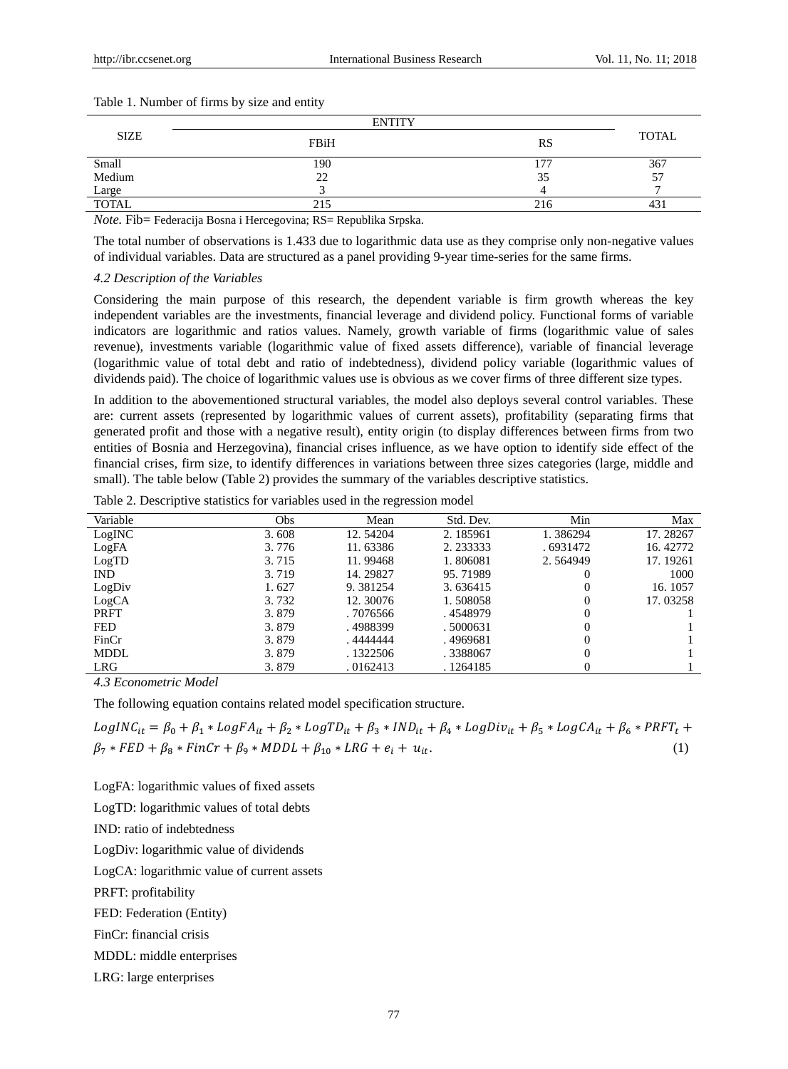Table 1. Number of firms by size and entity

| SIZE | ENTITY | | TOTAL |
|---|---|---|---|
| | FBiH | RS | |
| Small | 190 | 177 | 367 |
| Medium | 22 | 35 | 57 |
| Large | 3 | 4 | 7 |
| TOTAL | 215 | 216 | 431 |

*Note.* Fib= Federacija Bosna i Hercegovina; RS= Republika Srpska.

The total number of observations is 1.433 due to logarithmic data use as they comprise only non-negative values of individual variables. Data are structured as a panel providing 9-year time-series for the same firms.

### *4.2 Description of the Variables*

Considering the main purpose of this research, the dependent variable is firm growth whereas the key independent variables are the investments, financial leverage and dividend policy. Functional forms of variable indicators are logarithmic and ratios values. Namely, growth variable of firms (logarithmic value of sales revenue), investments variable (logarithmic value of fixed assets difference), variable of financial leverage (logarithmic value of total debt and ratio of indebtedness), dividend policy variable (logarithmic values of dividends paid). The choice of logarithmic values use is obvious as we cover firms of three different size types.

In addition to the abovementioned structural variables, the model also deploys several control variables. These are: current assets (represented by logarithmic values of current assets), profitability (separating firms that generated profit and those with a negative result), entity origin (to display differences between firms from two entities of Bosnia and Herzegovina), financial crises influence, as we have option to identify side effect of the financial crises, firm size, to identify differences in variations between three sizes categories (large, middle and small). The table below (Table 2) provides the summary of the variables descriptive statistics.

Table 2. Descriptive statistics for variables used in the regression model

| Variable | Obs | Mean | Std. Dev. | Min | Max |
|---|---|---|---|---|---|
| LogINC | 3. 608 | 12. 54204 | 2. 185961 | 1. 386294 | 17. 28267 |
| LogFA | 3. 776 | 11. 63386 | 2. 233333 | . 6931472 | 16. 42772 |
| LogTD | 3. 715 | 11. 99468 | 1. 806081 | 2. 564949 | 17. 19261 |
| IND | 3. 719 | 14. 29827 | 95. 71989 | 0 | 1000 |
| LogDiv | 1. 627 | 9. 381254 | 3. 636415 | 0 | 16. 1057 |
| LogCA | 3. 732 | 12. 30076 | 1. 508058 | 0 | 17. 03258 |
| PRFT | 3. 879 | . 7076566 | . 4548979 | 0 | 1 |
| FED | 3. 879 | . 4988399 | . 5000631 | 0 | 1 |
| FinCr | 3. 879 | . 4444444 | . 4969681 | 0 | 1 |
| MDDL | 3. 879 | . 1322506 | . 3388067 | 0 | 1 |
| LRG | 3. 879 | . 0162413 | . 1264185 | 0 | 1 |

### *4.3 Econometric Model*

The following equation contains related model specification structure.

$$LogINC_{it} = \beta_0 + \beta_1 * LogFA_{it} + \beta_2 * LogTD_{it} + \beta_3 * IND_{it} + \beta_4 * LogDiv_{it} + \beta_5 * LogCA_{it} + \beta_6 * PRFT_t + \beta_7 * FED + \beta_8 * FinCr + \beta_9 * MDDL + \beta_{10} * LRG + e_i + u_{it}. \quad (1)$$

LogFA: logarithmic values of fixed assets

LogTD: logarithmic values of total debts

IND: ratio of indebtedness

LogDiv: logarithmic value of dividends

LogCA: logarithmic value of current assets

PRFT: profitability

FED: Federation (Entity)

FinCr: financial crisis

MDDL: middle enterprises

LRG: large enterprises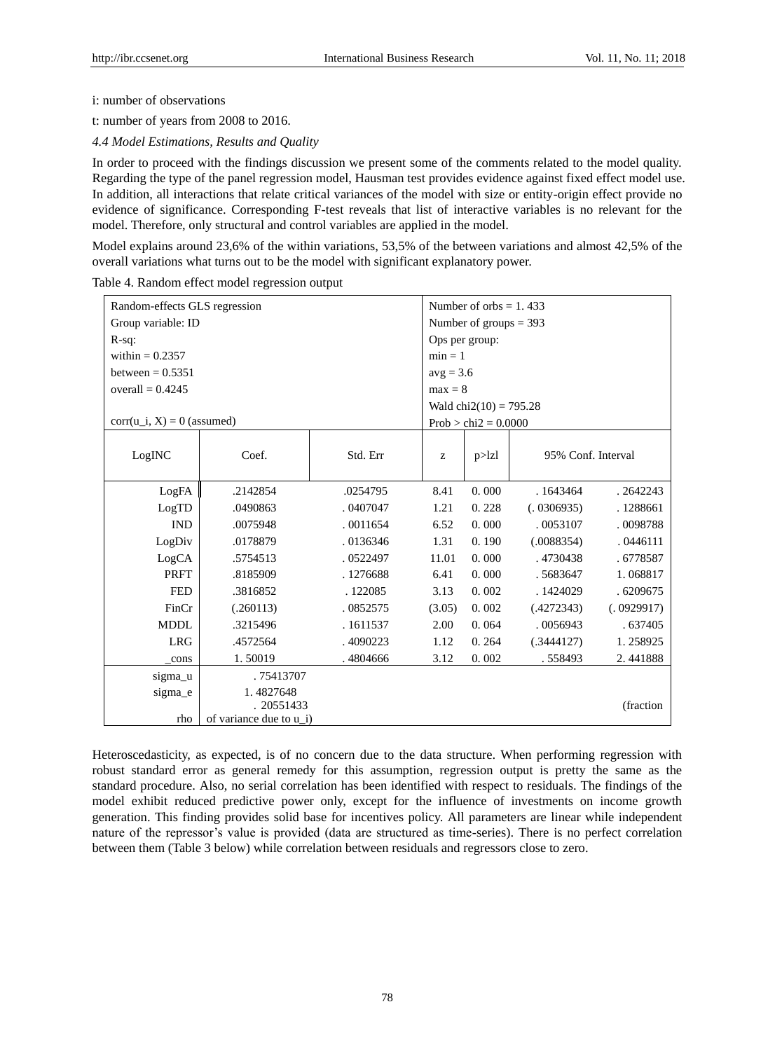i: number of observations

t: number of years from 2008 to 2016.

*4.4 Model Estimations, Results and Quality*

In order to proceed with the findings discussion we present some of the comments related to the model quality. Regarding the type of the panel regression model, Hausman test provides evidence against fixed effect model use. In addition, all interactions that relate critical variances of the model with size or entity-origin effect provide no evidence of significance. Corresponding F-test reveals that list of interactive variables is no relevant for the model. Therefore, only structural and control variables are applied in the model.

Model explains around 23,6% of the within variations, 53,5% of the between variations and almost 42,5% of the overall variations what turns out to be the model with significant explanatory power.

Table 4. Random effect model regression output

| Random-effects GLS regression<br>Group variable: ID<br>R-sq:<br>within = 0.2357<br>between = 0.5351<br>overall = 0.4245<br><br>corr(u_i, X) = 0 (assumed) | | | Number of orbs = 1. 433<br>Number of groups = 393<br>Ops per group:<br>min = 1<br>avg = 3.6<br>max = 8<br>Wald chi2(10) = 795.28<br>Prob > chi2 = 0.0000 | | | |
|---|---|---|---|---|---|---|
| LogINC | Coef. | Std. Err | z | p>lzl | 95% Conf. Interval | |
| LogFA | .2142854 | .0254795 | 8.41 | 0. 000 | . 1643464 | . 2642243 |
| LogTD | .0490863 | . 0407047 | 1.21 | 0. 228 | (. 0306935) | . 1288661 |
| IND | .0075948 | . 0011654 | 6.52 | 0. 000 | . 0053107 | . 0098788 |
| LogDiv | .0178879 | . 0136346 | 1.31 | 0. 190 | (.0088354) | . 0446111 |
| LogCA | .5754513 | . 0522497 | 11.01 | 0. 000 | . 4730438 | . 6778587 |
| PRFT | .8185909 | . 1276688 | 6.41 | 0. 000 | . 5683647 | 1. 068817 |
| FED | .3816852 | . 122085 | 3.13 | 0. 002 | . 1424029 | . 6209675 |
| FinCr | (.260113) | . 0852575 | (3.05) | 0. 002 | (.4272343) | (. 0929917) |
| MDDL | .3215496 | . 1611537 | 2.00 | 0. 064 | . 0056943 | . 637405 |
| LRG | .4572564 | . 4090223 | 1.12 | 0. 264 | (.3444127) | 1. 258925 |
| _cons | 1. 50019 | . 4804666 | 3.12 | 0. 002 | . 558493 | 2. 441888 |
| sigma_u | . 75413707 | | | | | |
| sigma_e | 1. 4827648 | | | | | |
| rho | . 20551433 of variance due to u_i) | | | | | (fraction |

Heteroscedasticity, as expected, is of no concern due to the data structure. When performing regression with robust standard error as general remedy for this assumption, regression output is pretty the same as the standard procedure. Also, no serial correlation has been identified with respect to residuals. The findings of the model exhibit reduced predictive power only, except for the influence of investments on income growth generation. This finding provides solid base for incentives policy. All parameters are linear while independent nature of the repressor's value is provided (data are structured as time-series). There is no perfect correlation between them (Table 3 below) while correlation between residuals and regressors close to zero.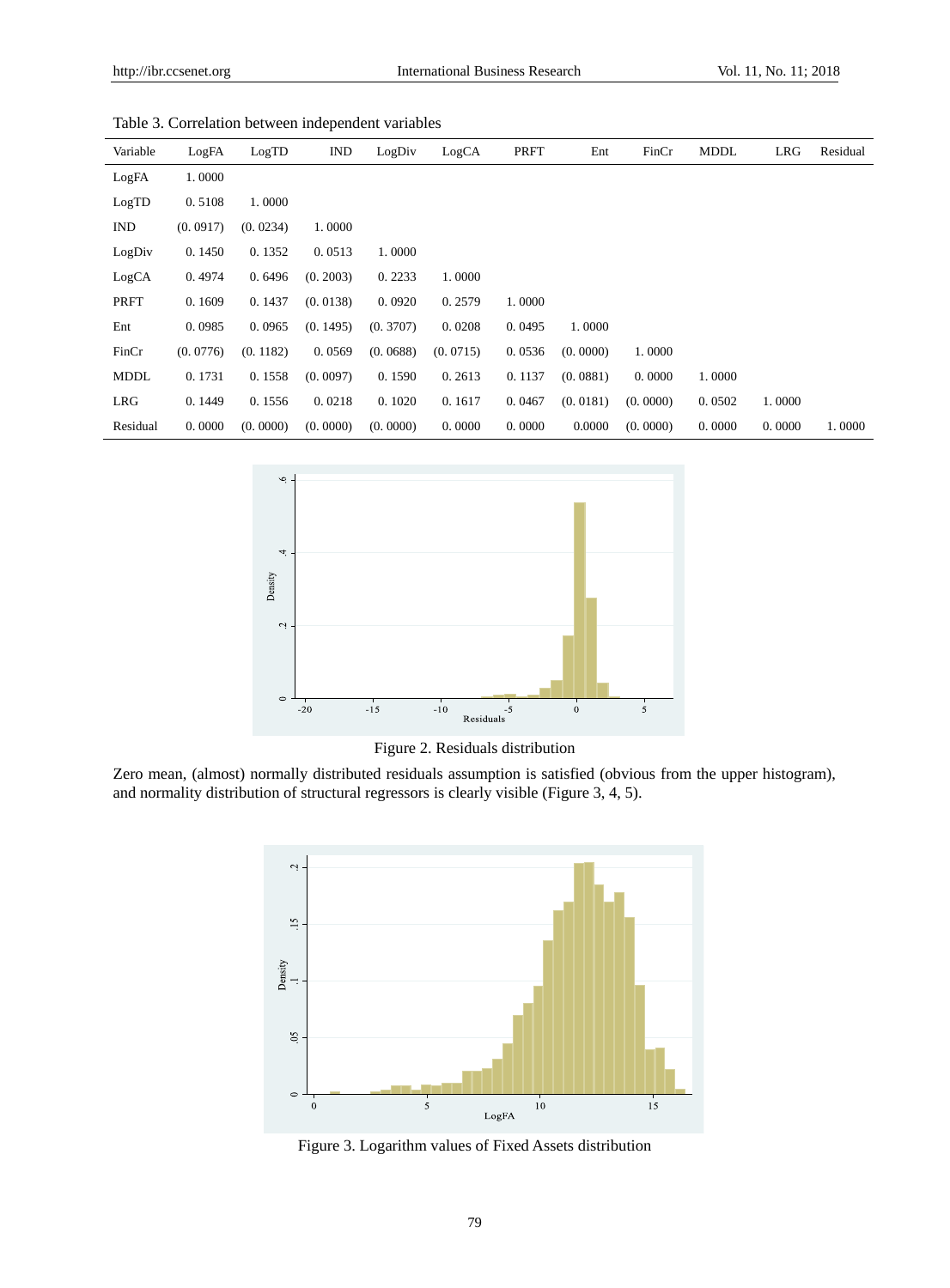Table 3. Correlation between independent variables

| Variable | LogFA | LogTD | IND | LogDiv | LogCA | PRFT | Ent | FinCr | MDDL | LRG | Residual |
|---|---|---|---|---|---|---|---|---|---|---|---|
| LogFA | 1. 0000 | | | | | | | | | | |
| LogTD | 0. 5108 | 1. 0000 | | | | | | | | | |
| IND | (0. 0917) | (0. 0234) | 1. 0000 | | | | | | | | |
| LogDiv | 0. 1450 | 0. 1352 | 0. 0513 | 1. 0000 | | | | | | | |
| LogCA | 0. 4974 | 0. 6496 | (0. 2003) | 0. 2233 | 1. 0000 | | | | | | |
| PRFT | 0. 1609 | 0. 1437 | (0. 0138) | 0. 0920 | 0. 2579 | 1. 0000 | | | | | |
| Ent | 0. 0985 | 0. 0965 | (0. 1495) | (0. 3707) | 0. 0208 | 0. 0495 | 1. 0000 | | | | |
| FinCr | (0. 0776) | (0. 1182) | 0. 0569 | (0. 0688) | (0. 0715) | 0. 0536 | (0. 0000) | 1. 0000 | | | |
| MDDL | 0. 1731 | 0. 1558 | (0. 0097) | 0. 1590 | 0. 2613 | 0. 1137 | (0. 0881) | 0. 0000 | 1. 0000 | | |
| LRG | 0. 1449 | 0. 1556 | 0. 0218 | 0. 1020 | 0. 1617 | 0. 0467 | (0. 0181) | (0. 0000) | 0. 0502 | 1. 0000 | |
| Residual | 0. 0000 | (0. 0000) | (0. 0000) | (0. 0000) | 0. 0000 | 0. 0000 | 0.0000 | (0. 0000) | 0. 0000 | 0. 0000 | 1. 0000 |

Figure 2. Residuals distribution

Zero mean, (almost) normally distributed residuals assumption is satisfied (obvious from the upper histogram), and normality distribution of structural regressors is clearly visible (Figure 3, 4, 5).

Figure 3. Logarithm values of Fixed Assets distribution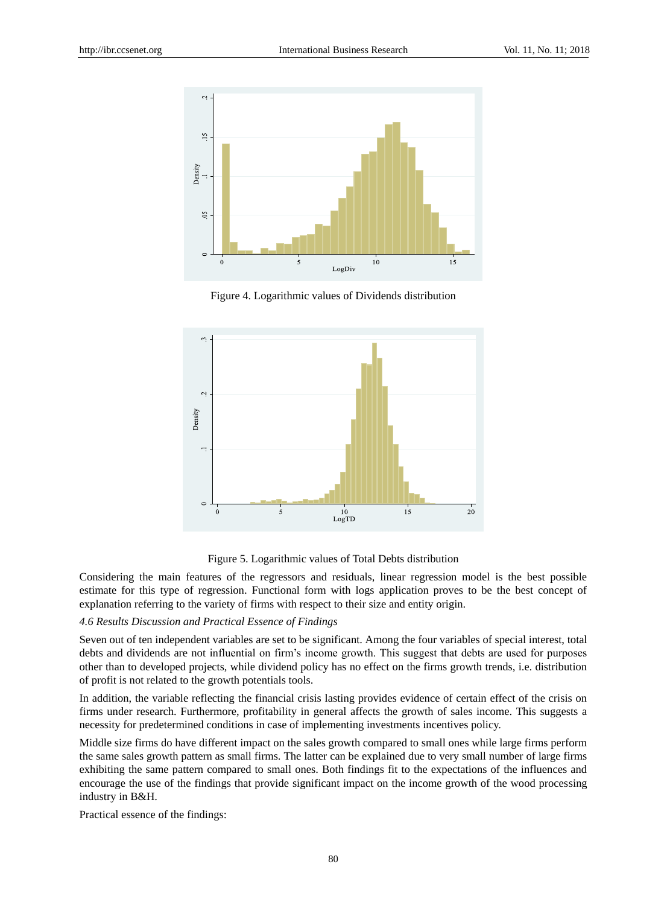Figure 4. Logarithmic values of Dividends distribution

Figure 5. Logarithmic values of Total Debts distribution

Considering the main features of the regressors and residuals, linear regression model is the best possible estimate for this type of regression. Functional form with logs application proves to be the best concept of explanation referring to the variety of firms with respect to their size and entity origin.

*4.6 Results Discussion and Practical Essence of Findings*

Seven out of ten independent variables are set to be significant. Among the four variables of special interest, total debts and dividends are not influential on firm's income growth. This suggest that debts are used for purposes other than to developed projects, while dividend policy has no effect on the firms growth trends, i.e. distribution of profit is not related to the growth potentials tools.

In addition, the variable reflecting the financial crisis lasting provides evidence of certain effect of the crisis on firms under research. Furthermore, profitability in general affects the growth of sales income. This suggests a necessity for predetermined conditions in case of implementing investments incentives policy.

Middle size firms do have different impact on the sales growth compared to small ones while large firms perform the same sales growth pattern as small firms. The latter can be explained due to very small number of large firms exhibiting the same pattern compared to small ones. Both findings fit to the expectations of the influences and encourage the use of the findings that provide significant impact on the income growth of the wood processing industry in B&H.

Practical essence of the findings: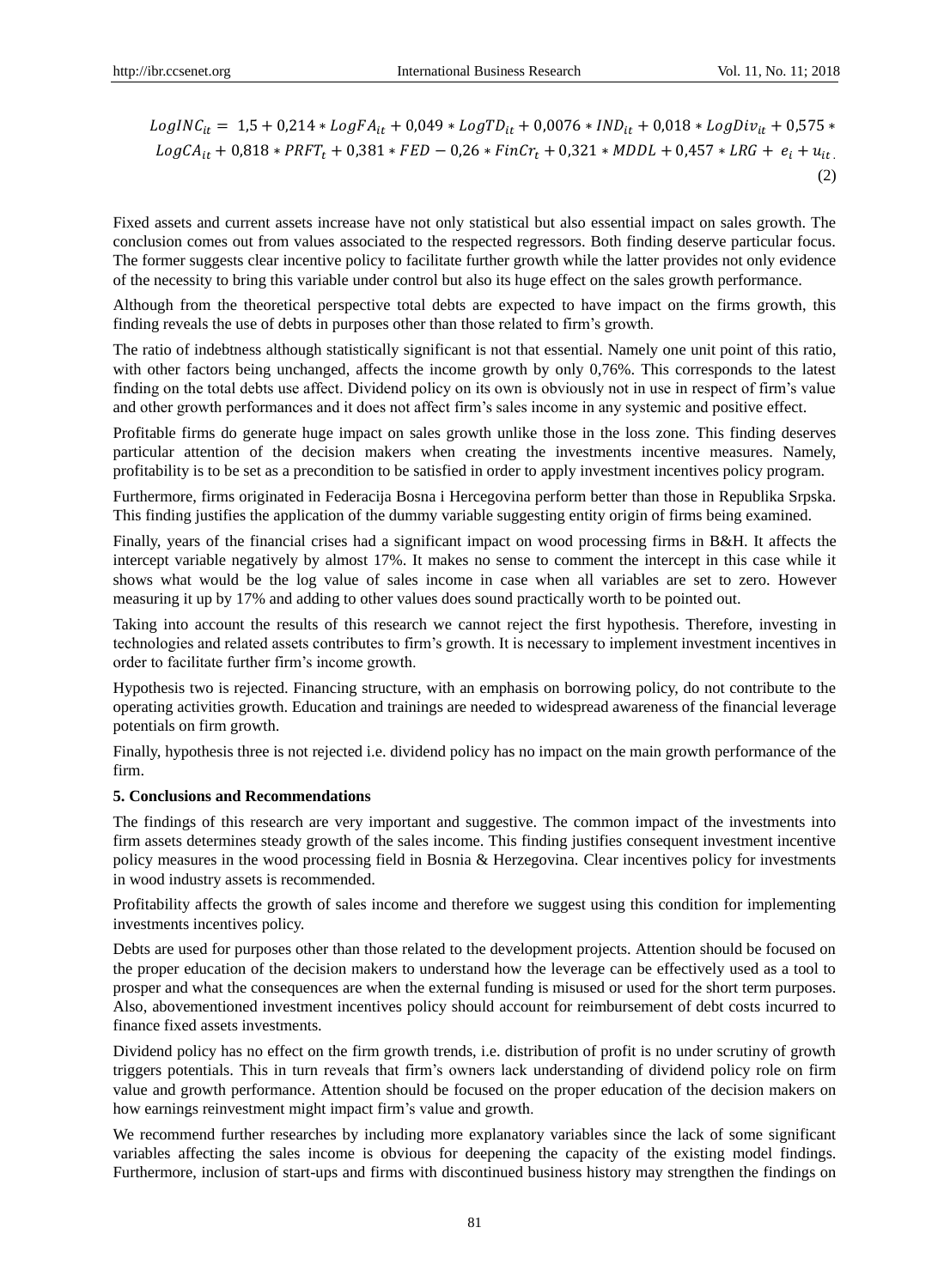$$LogINC_{it} = 1{,}5 + 0{,}214 * LogFA_{it} + 0{,}049 * LogTD_{it} + 0{,}0076 * IND_{it} + 0{,}018 * LogDiv_{it} + 0{,}575 * LogCA_{it} + 0{,}818 * PRFT_t + 0{,}381 * FED - 0{,}26 * FinCr_t + 0{,}321 * MDDL + 0{,}457 * LRG + e_i + u_{it} \quad (2)$$

Fixed assets and current assets increase have not only statistical but also essential impact on sales growth. The conclusion comes out from values associated to the respected regressors. Both finding deserve particular focus. The former suggests clear incentive policy to facilitate further growth while the latter provides not only evidence of the necessity to bring this variable under control but also its huge effect on the sales growth performance.

Although from the theoretical perspective total debts are expected to have impact on the firms growth, this finding reveals the use of debts in purposes other than those related to firm's growth.

The ratio of indebtness although statistically significant is not that essential. Namely one unit point of this ratio, with other factors being unchanged, affects the income growth by only 0,76%. This corresponds to the latest finding on the total debts use affect. Dividend policy on its own is obviously not in use in respect of firm's value and other growth performances and it does not affect firm's sales income in any systemic and positive effect.

Profitable firms do generate huge impact on sales growth unlike those in the loss zone. This finding deserves particular attention of the decision makers when creating the investments incentive measures. Namely, profitability is to be set as a precondition to be satisfied in order to apply investment incentives policy program.

Furthermore, firms originated in Federacija Bosna i Hercegovina perform better than those in Republika Srpska. This finding justifies the application of the dummy variable suggesting entity origin of firms being examined.

Finally, years of the financial crises had a significant impact on wood processing firms in B&H. It affects the intercept variable negatively by almost 17%. It makes no sense to comment the intercept in this case while it shows what would be the log value of sales income in case when all variables are set to zero. However measuring it up by 17% and adding to other values does sound practically worth to be pointed out.

Taking into account the results of this research we cannot reject the first hypothesis. Therefore, investing in technologies and related assets contributes to firm's growth. It is necessary to implement investment incentives in order to facilitate further firm's income growth.

Hypothesis two is rejected. Financing structure, with an emphasis on borrowing policy, do not contribute to the operating activities growth. Education and trainings are needed to widespread awareness of the financial leverage potentials on firm growth.

Finally, hypothesis three is not rejected i.e. dividend policy has no impact on the main growth performance of the firm.

**5. Conclusions and Recommendations**

The findings of this research are very important and suggestive. The common impact of the investments into firm assets determines steady growth of the sales income. This finding justifies consequent investment incentive policy measures in the wood processing field in Bosnia & Herzegovina. Clear incentives policy for investments in wood industry assets is recommended.

Profitability affects the growth of sales income and therefore we suggest using this condition for implementing investments incentives policy.

Debts are used for purposes other than those related to the development projects. Attention should be focused on the proper education of the decision makers to understand how the leverage can be effectively used as a tool to prosper and what the consequences are when the external funding is misused or used for the short term purposes. Also, abovementioned investment incentives policy should account for reimbursement of debt costs incurred to finance fixed assets investments.

Dividend policy has no effect on the firm growth trends, i.e. distribution of profit is no under scrutiny of growth triggers potentials. This in turn reveals that firm's owners lack understanding of dividend policy role on firm value and growth performance. Attention should be focused on the proper education of the decision makers on how earnings reinvestment might impact firm's value and growth.

We recommend further researches by including more explanatory variables since the lack of some significant variables affecting the sales income is obvious for deepening the capacity of the existing model findings. Furthermore, inclusion of start-ups and firms with discontinued business history may strengthen the findings on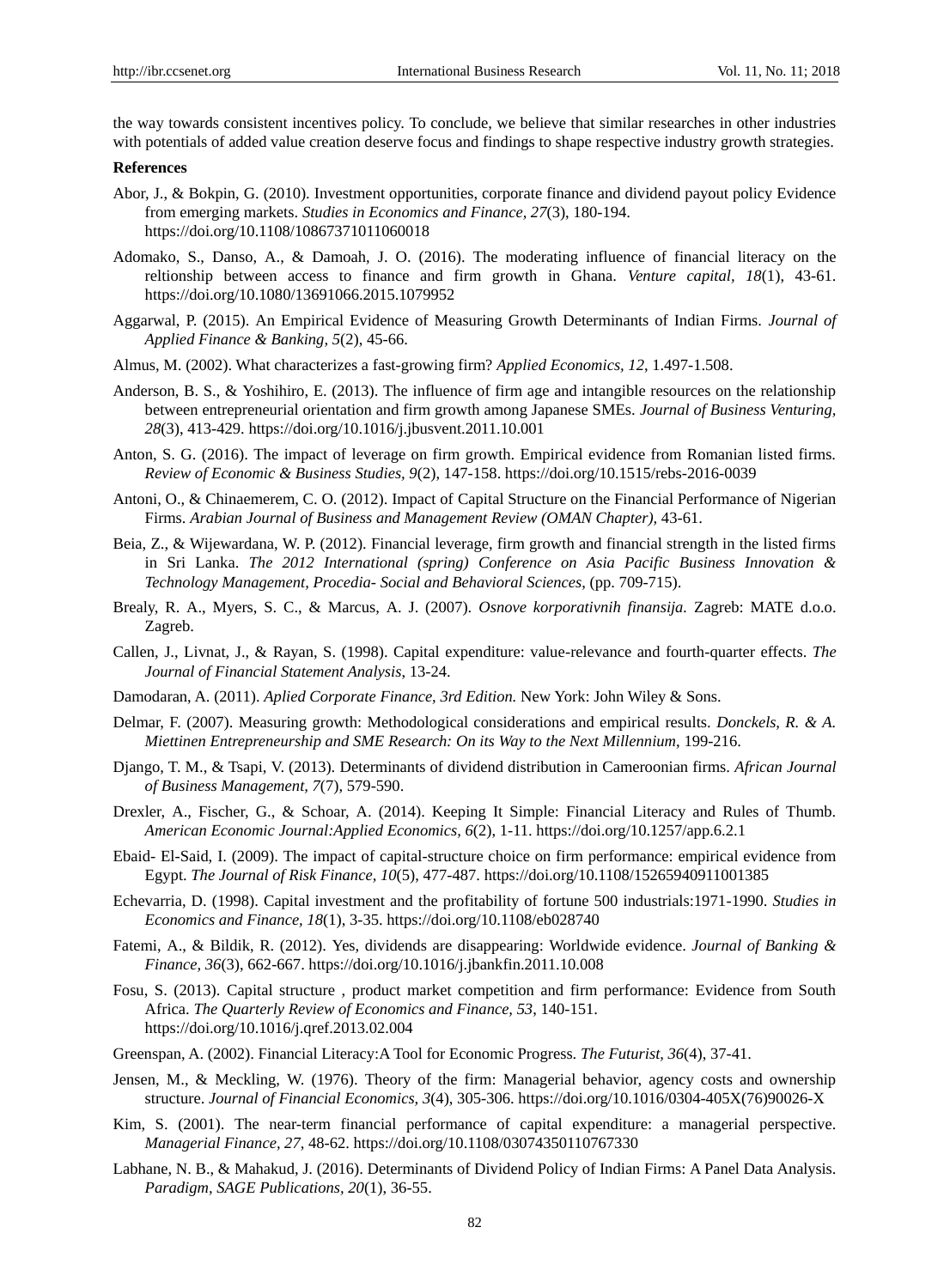the way towards consistent incentives policy. To conclude, we believe that similar researches in other industries with potentials of added value creation deserve focus and findings to shape respective industry growth strategies.

**References**

Abor, J., & Bokpin, G. (2010). Investment opportunities, corporate finance and dividend payout policy Evidence from emerging markets. *Studies in Economics and Finance, 27*(3), 180-194. https://doi.org/10.1108/10867371011060018

Adomako, S., Danso, A., & Damoah, J. O. (2016). The moderating influence of financial literacy on the reltionship between access to finance and firm growth in Ghana. *Venture capital, 18*(1), 43-61. https://doi.org/10.1080/13691066.2015.1079952

Aggarwal, P. (2015). An Empirical Evidence of Measuring Growth Determinants of Indian Firms. *Journal of Applied Finance & Banking, 5*(2), 45-66.

Almus, M. (2002). What characterizes a fast-growing firm? *Applied Economics, 12*, 1.497-1.508.

Anderson, B. S., & Yoshihiro, E. (2013). The influence of firm age and intangible resources on the relationship between entrepreneurial orientation and firm growth among Japanese SMEs. *Journal of Business Venturing, 28*(3), 413-429. https://doi.org/10.1016/j.jbusvent.2011.10.001

Anton, S. G. (2016). The impact of leverage on firm growth. Empirical evidence from Romanian listed firms. *Review of Economic & Business Studies, 9*(2), 147-158. https://doi.org/10.1515/rebs-2016-0039

Antoni, O., & Chinaemerem, C. O. (2012). Impact of Capital Structure on the Financial Performance of Nigerian Firms. *Arabian Journal of Business and Management Review (OMAN Chapter)*, 43-61.

Beia, Z., & Wijewardana, W. P. (2012). Financial leverage, firm growth and financial strength in the listed firms in Sri Lanka. *The 2012 International (spring) Conference on Asia Pacific Business Innovation & Technology Management, Procedia- Social and Behavioral Sciences*, (pp. 709-715).

Brealy, R. A., Myers, S. C., & Marcus, A. J. (2007). *Osnove korporativnih finansija*. Zagreb: MATE d.o.o. Zagreb.

Callen, J., Livnat, J., & Rayan, S. (1998). Capital expenditure: value-relevance and fourth-quarter effects. *The Journal of Financial Statement Analysis*, 13-24.

Damodaran, A. (2011). *Aplied Corporate Finance, 3rd Edition.* New York: John Wiley & Sons.

Delmar, F. (2007). Measuring growth: Methodological considerations and empirical results. *Donckels, R. & A. Miettinen Entrepreneurship and SME Research: On its Way to the Next Millennium*, 199-216.

Django, T. M., & Tsapi, V. (2013). Determinants of dividend distribution in Cameroonian firms. *African Journal of Business Management, 7*(7), 579-590.

Drexler, A., Fischer, G., & Schoar, A. (2014). Keeping It Simple: Financial Literacy and Rules of Thumb. *American Economic Journal:Applied Economics, 6*(2), 1-11. https://doi.org/10.1257/app.6.2.1

Ebaid- El-Said, I. (2009). The impact of capital-structure choice on firm performance: empirical evidence from Egypt. *The Journal of Risk Finance, 10*(5), 477-487. https://doi.org/10.1108/15265940911001385

Echevarria, D. (1998). Capital investment and the profitability of fortune 500 industrials:1971-1990. *Studies in Economics and Finance, 18*(1), 3-35. https://doi.org/10.1108/eb028740

Fatemi, A., & Bildik, R. (2012). Yes, dividends are disappearing: Worldwide evidence. *Journal of Banking & Finance, 36*(3), 662-667. https://doi.org/10.1016/j.jbankfin.2011.10.008

Fosu, S. (2013). Capital structure , product market competition and firm performance: Evidence from South Africa. *The Quarterly Review of Economics and Finance, 53*, 140-151. https://doi.org/10.1016/j.qref.2013.02.004

Greenspan, A. (2002). Financial Literacy:A Tool for Economic Progress. *The Futurist, 36*(4), 37-41.

Jensen, M., & Meckling, W. (1976). Theory of the firm: Managerial behavior, agency costs and ownership structure. *Journal of Financial Economics, 3*(4), 305-306. https://doi.org/10.1016/0304-405X(76)90026-X

Kim, S. (2001). The near-term financial performance of capital expenditure: a managerial perspective. *Managerial Finance, 27*, 48-62. https://doi.org/10.1108/03074350110767330

Labhane, N. B., & Mahakud, J. (2016). Determinants of Dividend Policy of Indian Firms: A Panel Data Analysis. *Paradigm, SAGE Publications, 20*(1), 36-55.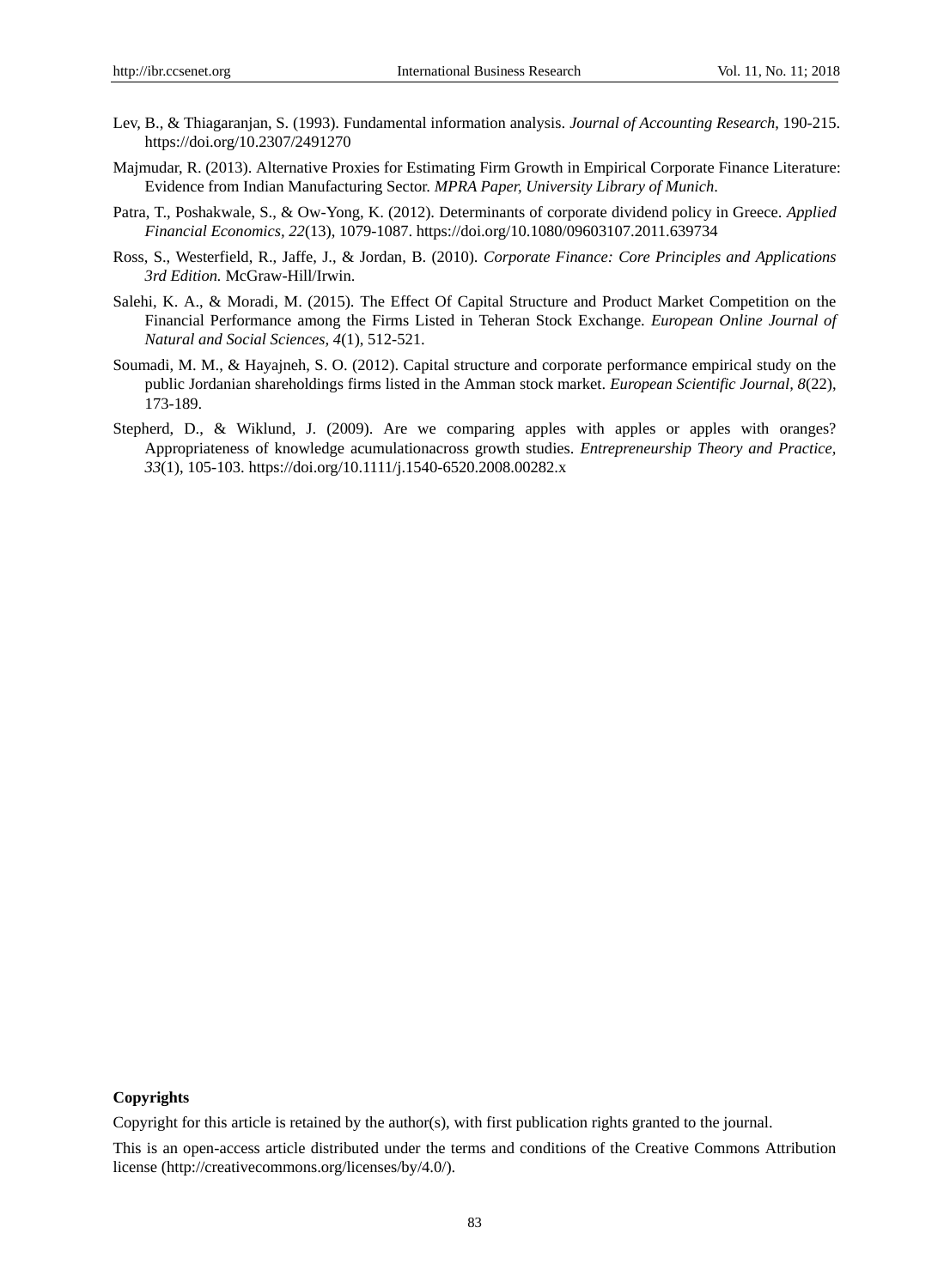Lev, B., & Thiagaranjan, S. (1993). Fundamental information analysis. *Journal of Accounting Research*, 190-215. https://doi.org/10.2307/2491270

Majmudar, R. (2013). Alternative Proxies for Estimating Firm Growth in Empirical Corporate Finance Literature: Evidence from Indian Manufacturing Sector. *MPRA Paper, University Library of Munich*.

Patra, T., Poshakwale, S., & Ow-Yong, K. (2012). Determinants of corporate dividend policy in Greece. *Applied Financial Economics, 22*(13), 1079-1087. https://doi.org/10.1080/09603107.2011.639734

Ross, S., Westerfield, R., Jaffe, J., & Jordan, B. (2010). *Corporate Finance: Core Principles and Applications 3rd Edition.* McGraw-Hill/Irwin.

Salehi, K. A., & Moradi, M. (2015). The Effect Of Capital Structure and Product Market Competition on the Financial Performance among the Firms Listed in Teheran Stock Exchange. *European Online Journal of Natural and Social Sciences, 4*(1), 512-521.

Soumadi, M. M., & Hayajneh, S. O. (2012). Capital structure and corporate performance empirical study on the public Jordanian shareholdings firms listed in the Amman stock market. *European Scientific Journal, 8*(22), 173-189.

Stepherd, D., & Wiklund, J. (2009). Are we comparing apples with apples or apples with oranges? Appropriateness of knowledge acumulationacross growth studies. *Entrepreneurship Theory and Practice, 33*(1), 105-103. https://doi.org/10.1111/j.1540-6520.2008.00282.x

**Copyrights**

Copyright for this article is retained by the author(s), with first publication rights granted to the journal.

This is an open-access article distributed under the terms and conditions of the Creative Commons Attribution license (http://creativecommons.org/licenses/by/4.0/).